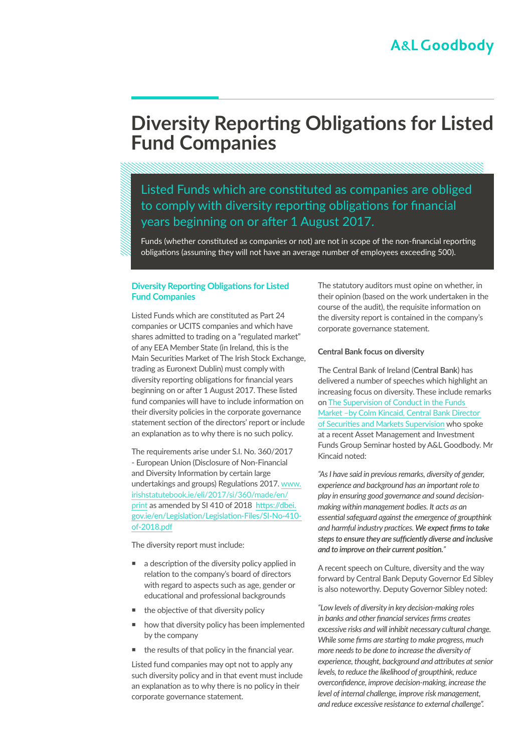# Diversity Reporting Obligations for Listed Fund Companies

Listed Funds which are constituted as companies are obliged to comply with diversity reporting obligations for financial years beginning on or after 1 August 2017.

Funds (whether constituted as companies or not) are not in scope of the non-financial reporting obligations (assuming they will not have an average number of employees exceeding 500).

## Diversity Reporting Obligations for Listed Fund Companies

Listed Funds which are constituted as Part 24 companies or UCITS companies and which have shares admitted to trading on a "regulated market" of any EEA Member State (in Ireland, this is the Main Securities Market of The Irish Stock Exchange, trading as Euronext Dublin) must comply with diversity reporting obligations for financial years beginning on or after 1 August 2017. These listed fund companies will have to include information on their diversity policies in the corporate governance statement section of the directors' report or include an explanation as to why there is no such policy.

The requirements arise under S.I. No. 360/2017 - European Union (Disclosure of Non-Financial and Diversity Information by certain large undertakings and groups) Regulations 2017. www.irishstatutebook.ie/eli/2017/si/360/made/en/print as amended by SI 410 of 2018 https://dbei.gov.ie/en/Legislation/Legislation-Files/SI-No-410-of-2018.pdf

The diversity report must include:

- a description of the diversity policy applied in relation to the company's board of directors with regard to aspects such as age, gender or educational and professional backgrounds
- the objective of that diversity policy
- how that diversity policy has been implemented by the company
- the results of that policy in the financial year.

Listed fund companies may opt not to apply any such diversity policy and in that event must include an explanation as to why there is no policy in their corporate governance statement.

The statutory auditors must opine on whether, in their opinion (based on the work undertaken in the course of the audit), the requisite information on the diversity report is contained in the company's corporate governance statement.

### Central Bank focus on diversity

The Central Bank of Ireland (**Central Bank**) has delivered a number of speeches which highlight an increasing focus on diversity. These include remarks on The Supervision of Conduct in the Funds Market –by Colm Kincaid, Central Bank Director of Securities and Markets Supervision who spoke at a recent Asset Management and Investment Funds Group Seminar hosted by A&L Goodbody. Mr Kincaid noted:

*"As I have said in previous remarks, diversity of gender, experience and background has an important role to play in ensuring good governance and sound decision-making within management bodies. It acts as an essential safeguard against the emergence of groupthink and harmful industry practices.* ***We expect firms to take steps to ensure they are sufficiently diverse and inclusive and to improve on their current position."***

A recent speech on Culture, diversity and the way forward by Central Bank Deputy Governor Ed Sibley is also noteworthy. Deputy Governor Sibley noted:

*"Low levels of diversity in key decision-making roles in banks and other financial services firms creates excessive risks and will inhibit necessary cultural change. While some firms are starting to make progress, much more needs to be done to increase the diversity of experience, thought, background and attributes at senior levels, to reduce the likelihood of groupthink, reduce overconfidence, improve decision-making, increase the level of internal challenge, improve risk management, and reduce excessive resistance to external challenge".*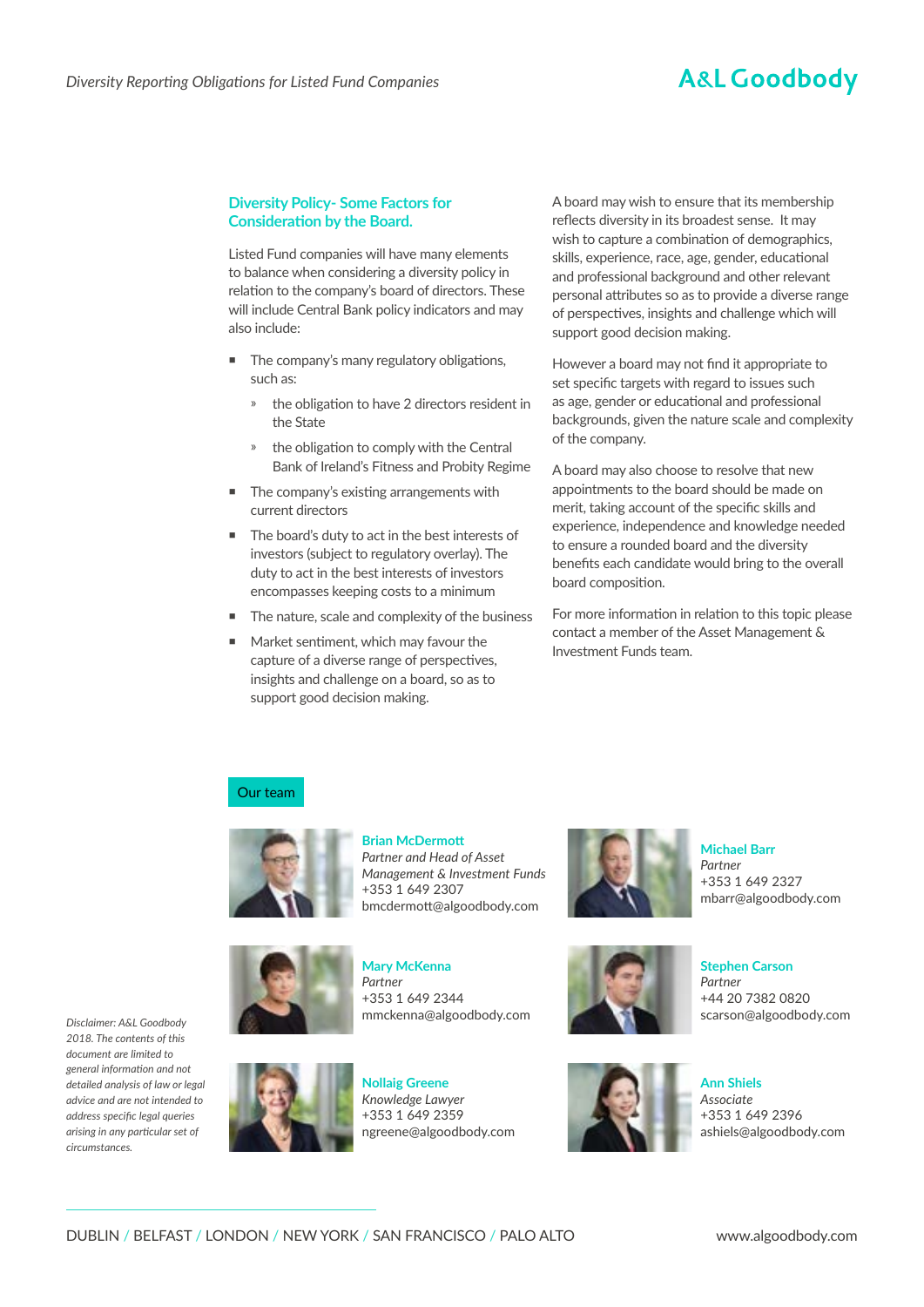## Diversity Policy- Some Factors for Consideration by the Board.

Listed Fund companies will have many elements to balance when considering a diversity policy in relation to the company's board of directors. These will include Central Bank policy indicators and may also include:

- The company's many regulatory obligations, such as:
  - the obligation to have 2 directors resident in the State
  - the obligation to comply with the Central Bank of Ireland's Fitness and Probity Regime
- The company's existing arrangements with current directors
- The board's duty to act in the best interests of investors (subject to regulatory overlay). The duty to act in the best interests of investors encompasses keeping costs to a minimum
- The nature, scale and complexity of the business
- Market sentiment, which may favour the capture of a diverse range of perspectives, insights and challenge on a board, so as to support good decision making.

A board may wish to ensure that its membership reflects diversity in its broadest sense. It may wish to capture a combination of demographics, skills, experience, race, age, gender, educational and professional background and other relevant personal attributes so as to provide a diverse range of perspectives, insights and challenge which will support good decision making.

However a board may not find it appropriate to set specific targets with regard to issues such as age, gender or educational and professional backgrounds, given the nature scale and complexity of the company.

A board may also choose to resolve that new appointments to the board should be made on merit, taking account of the specific skills and experience, independence and knowledge needed to ensure a rounded board and the diversity benefits each candidate would bring to the overall board composition.

For more information in relation to this topic please contact a member of the Asset Management & Investment Funds team.

### Our team

**Brian McDermott**
*Partner and Head of Asset Management & Investment Funds*
+353 1 649 2307
bmcdermott@algoodbody.com

**Michael Barr**
*Partner*
+353 1 649 2327
mbarr@algoodbody.com

**Mary McKenna**
*Partner*
+353 1 649 2344
mmckenna@algoodbody.com

**Stephen Carson**
*Partner*
+44 20 7382 0820
scarson@algoodbody.com

**Nollaig Greene**
*Knowledge Lawyer*
+353 1 649 2359
ngreene@algoodbody.com

**Ann Shiels**
*Associate*
+353 1 649 2396
ashiels@algoodbody.com

*Disclaimer: A&L Goodbody 2018. The contents of this document are limited to general information and not detailed analysis of law or legal advice and are not intended to address specific legal queries arising in any particular set of circumstances.*

DUBLIN / BELFAST / LONDON / NEW YORK / SAN FRANCISCO / PALO ALTO

www.algoodbody.com